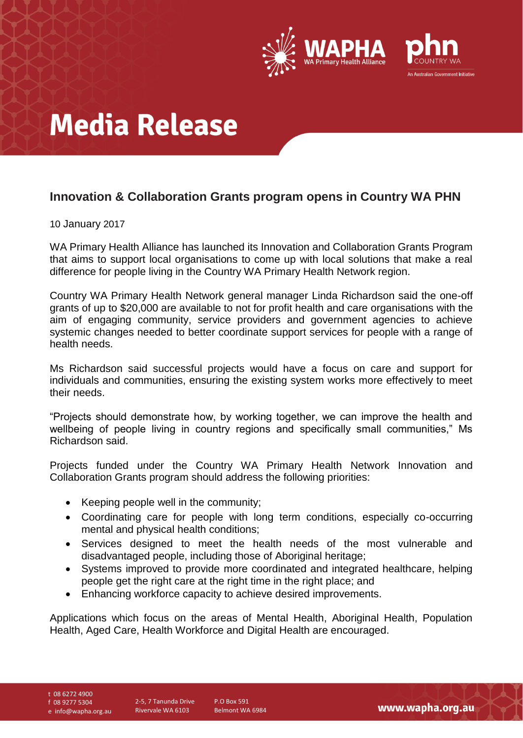# Media Release

## Innovation & Collaboration Grants program opens in Country WA PHN

10 January 2017

WA Primary Health Alliance has launched its Innovation and Collaboration Grants Program that aims to support local organisations to come up with local solutions that make a real difference for people living in the Country WA Primary Health Network region.

Country WA Primary Health Network general manager Linda Richardson said the one-off grants of up to $20,000 are available to not for profit health and care organisations with the aim of engaging community, service providers and government agencies to achieve systemic changes needed to better coordinate support services for people with a range of health needs.

Ms Richardson said successful projects would have a focus on care and support for individuals and communities, ensuring the existing system works more effectively to meet their needs.

"Projects should demonstrate how, by working together, we can improve the health and wellbeing of people living in country regions and specifically small communities," Ms Richardson said.

Projects funded under the Country WA Primary Health Network Innovation and Collaboration Grants program should address the following priorities:

- Keeping people well in the community;
- Coordinating care for people with long term conditions, especially co-occurring mental and physical health conditions;
- Services designed to meet the health needs of the most vulnerable and disadvantaged people, including those of Aboriginal heritage;
- Systems improved to provide more coordinated and integrated healthcare, helping people get the right care at the right time in the right place; and
- Enhancing workforce capacity to achieve desired improvements.

Applications which focus on the areas of Mental Health, Aboriginal Health, Population Health, Aged Care, Health Workforce and Digital Health are encouraged.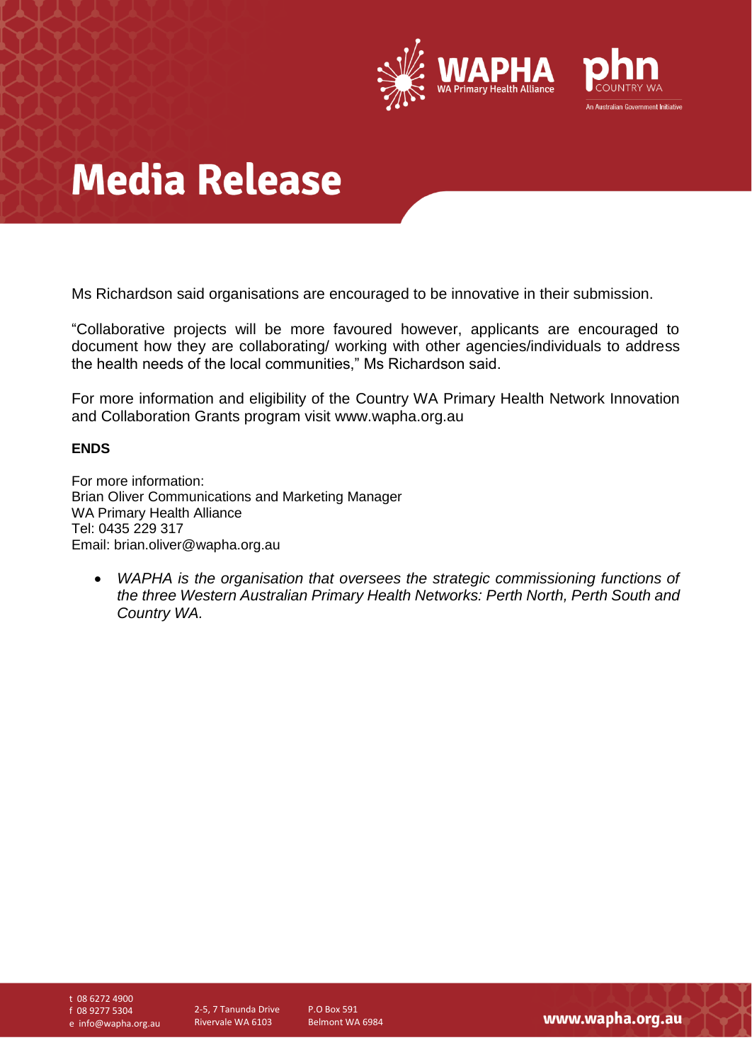# Media Release

Ms Richardson said organisations are encouraged to be innovative in their submission.

"Collaborative projects will be more favoured however, applicants are encouraged to document how they are collaborating/ working with other agencies/individuals to address the health needs of the local communities," Ms Richardson said.

For more information and eligibility of the Country WA Primary Health Network Innovation and Collaboration Grants program visit www.wapha.org.au

**ENDS**

For more information:
Brian Oliver Communications and Marketing Manager
WA Primary Health Alliance
Tel: 0435 229 317
Email: brian.oliver@wapha.org.au

- *WAPHA is the organisation that oversees the strategic commissioning functions of the three Western Australian Primary Health Networks: Perth North, Perth South and Country WA.*